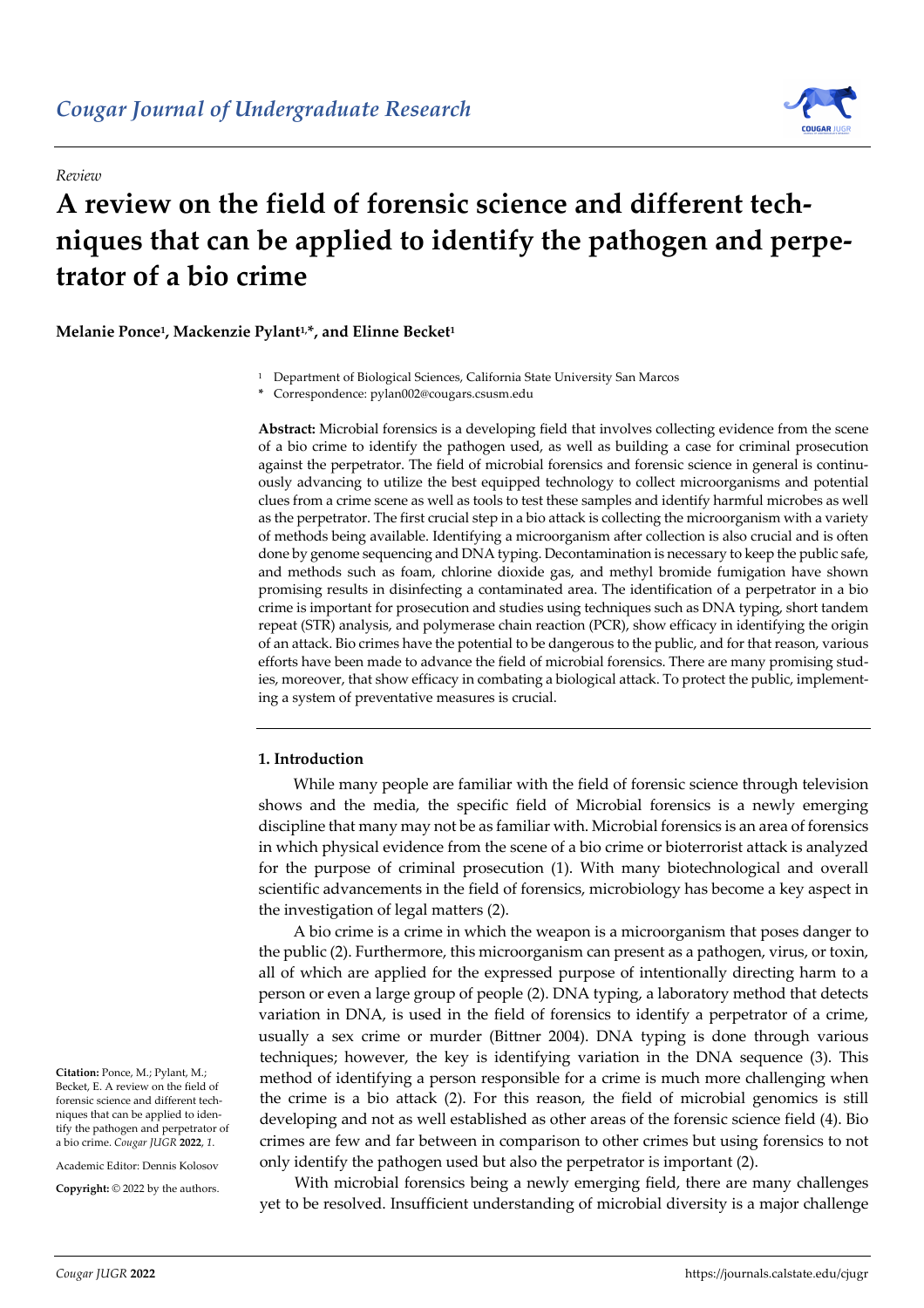*Review*

# A review on the field of forensic science and different techniques that can be applied to identify the pathogen and perpetrator of a bio crime

**Melanie Ponce[1], Mackenzie Pylant[1,*], and Elinne Becket[1]**

[1] Department of Biological Sciences, California State University San Marcos

\* Correspondence: pylan002@cougars.csusm.edu

**Abstract:** Microbial forensics is a developing field that involves collecting evidence from the scene of a bio crime to identify the pathogen used, as well as building a case for criminal prosecution against the perpetrator. The field of microbial forensics and forensic science in general is continuously advancing to utilize the best equipped technology to collect microorganisms and potential clues from a crime scene as well as tools to test these samples and identify harmful microbes as well as the perpetrator. The first crucial step in a bio attack is collecting the microorganism with a variety of methods being available. Identifying a microorganism after collection is also crucial and is often done by genome sequencing and DNA typing. Decontamination is necessary to keep the public safe, and methods such as foam, chlorine dioxide gas, and methyl bromide fumigation have shown promising results in disinfecting a contaminated area. The identification of a perpetrator in a bio crime is important for prosecution and studies using techniques such as DNA typing, short tandem repeat (STR) analysis, and polymerase chain reaction (PCR), show efficacy in identifying the origin of an attack. Bio crimes have the potential to be dangerous to the public, and for that reason, various efforts have been made to advance the field of microbial forensics. There are many promising studies, moreover, that show efficacy in combating a biological attack. To protect the public, implementing a system of preventative measures is crucial.

**Citation:** Ponce, M.; Pylant, M.; Becket, E. A review on the field of forensic science and different techniques that can be applied to identify the pathogen and perpetrator of a bio crime. *Cougar JUGR* **2022**, *1*.

Academic Editor: Dennis Kolosov

**Copyright:** © 2022 by the authors.

## 1. Introduction

While many people are familiar with the field of forensic science through television shows and the media, the specific field of Microbial forensics is a newly emerging discipline that many may not be as familiar with. Microbial forensics is an area of forensics in which physical evidence from the scene of a bio crime or bioterrorist attack is analyzed for the purpose of criminal prosecution (1). With many biotechnological and overall scientific advancements in the field of forensics, microbiology has become a key aspect in the investigation of legal matters (2).

A bio crime is a crime in which the weapon is a microorganism that poses danger to the public (2). Furthermore, this microorganism can present as a pathogen, virus, or toxin, all of which are applied for the expressed purpose of intentionally directing harm to a person or even a large group of people (2). DNA typing, a laboratory method that detects variation in DNA, is used in the field of forensics to identify a perpetrator of a crime, usually a sex crime or murder (Bittner 2004). DNA typing is done through various techniques; however, the key is identifying variation in the DNA sequence (3). This method of identifying a person responsible for a crime is much more challenging when the crime is a bio attack (2). For this reason, the field of microbial genomics is still developing and not as well established as other areas of the forensic science field (4). Bio crimes are few and far between in comparison to other crimes but using forensics to not only identify the pathogen used but also the perpetrator is important (2).

With microbial forensics being a newly emerging field, there are many challenges yet to be resolved. Insufficient understanding of microbial diversity is a major challenge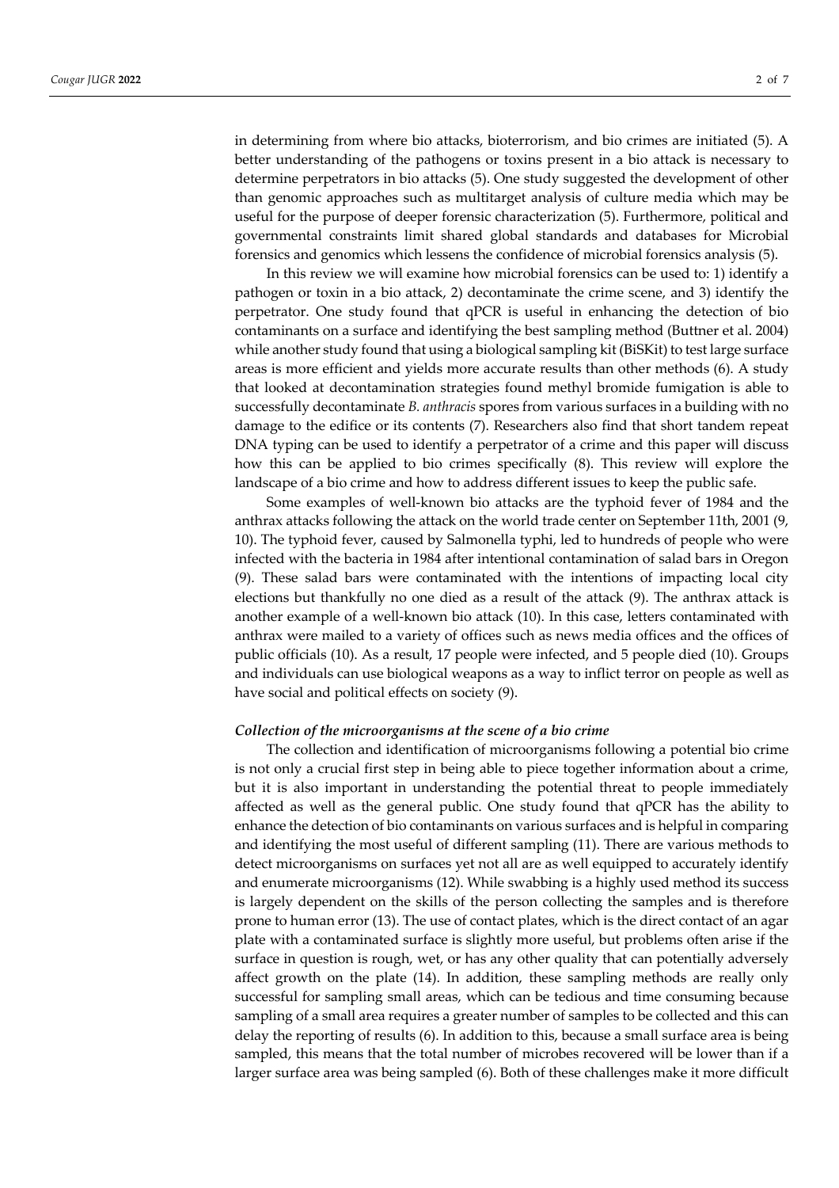in determining from where bio attacks, bioterrorism, and bio crimes are initiated (5). A better understanding of the pathogens or toxins present in a bio attack is necessary to determine perpetrators in bio attacks (5). One study suggested the development of other than genomic approaches such as multitarget analysis of culture media which may be useful for the purpose of deeper forensic characterization (5). Furthermore, political and governmental constraints limit shared global standards and databases for Microbial forensics and genomics which lessens the confidence of microbial forensics analysis (5).

In this review we will examine how microbial forensics can be used to: 1) identify a pathogen or toxin in a bio attack, 2) decontaminate the crime scene, and 3) identify the perpetrator. One study found that qPCR is useful in enhancing the detection of bio contaminants on a surface and identifying the best sampling method (Buttner et al. 2004) while another study found that using a biological sampling kit (BiSKit) to test large surface areas is more efficient and yields more accurate results than other methods (6). A study that looked at decontamination strategies found methyl bromide fumigation is able to successfully decontaminate *B. anthracis* spores from various surfaces in a building with no damage to the edifice or its contents (7). Researchers also find that short tandem repeat DNA typing can be used to identify a perpetrator of a crime and this paper will discuss how this can be applied to bio crimes specifically (8). This review will explore the landscape of a bio crime and how to address different issues to keep the public safe.

Some examples of well-known bio attacks are the typhoid fever of 1984 and the anthrax attacks following the attack on the world trade center on September 11th, 2001 (9, 10). The typhoid fever, caused by Salmonella typhi, led to hundreds of people who were infected with the bacteria in 1984 after intentional contamination of salad bars in Oregon (9). These salad bars were contaminated with the intentions of impacting local city elections but thankfully no one died as a result of the attack (9). The anthrax attack is another example of a well-known bio attack (10). In this case, letters contaminated with anthrax were mailed to a variety of offices such as news media offices and the offices of public officials (10). As a result, 17 people were infected, and 5 people died (10). Groups and individuals can use biological weapons as a way to inflict terror on people as well as have social and political effects on society (9).

### *Collection of the microorganisms at the scene of a bio crime*

The collection and identification of microorganisms following a potential bio crime is not only a crucial first step in being able to piece together information about a crime, but it is also important in understanding the potential threat to people immediately affected as well as the general public. One study found that qPCR has the ability to enhance the detection of bio contaminants on various surfaces and is helpful in comparing and identifying the most useful of different sampling (11). There are various methods to detect microorganisms on surfaces yet not all are as well equipped to accurately identify and enumerate microorganisms (12). While swabbing is a highly used method its success is largely dependent on the skills of the person collecting the samples and is therefore prone to human error (13). The use of contact plates, which is the direct contact of an agar plate with a contaminated surface is slightly more useful, but problems often arise if the surface in question is rough, wet, or has any other quality that can potentially adversely affect growth on the plate (14). In addition, these sampling methods are really only successful for sampling small areas, which can be tedious and time consuming because sampling of a small area requires a greater number of samples to be collected and this can delay the reporting of results (6). In addition to this, because a small surface area is being sampled, this means that the total number of microbes recovered will be lower than if a larger surface area was being sampled (6). Both of these challenges make it more difficult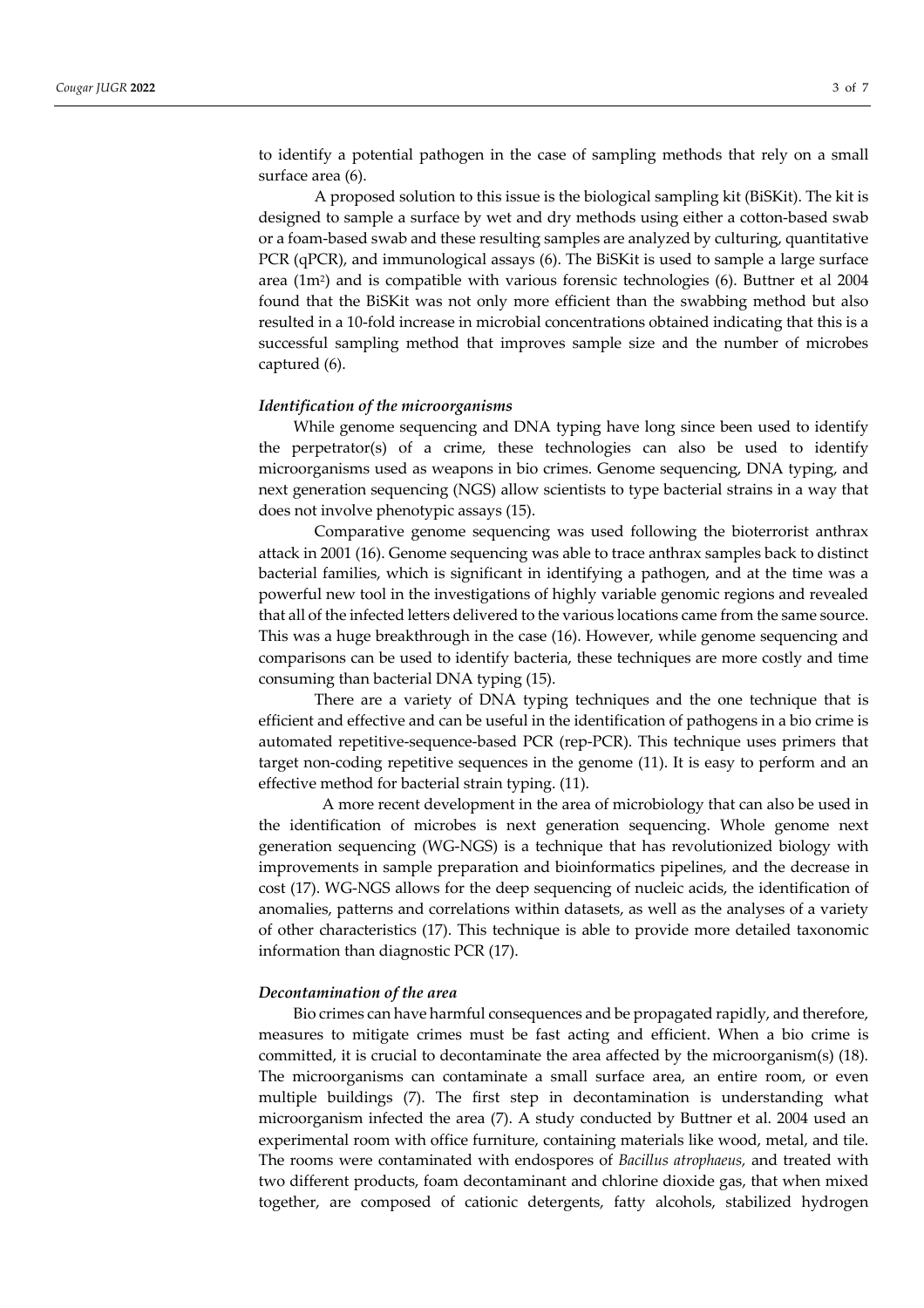to identify a potential pathogen in the case of sampling methods that rely on a small surface area (6).

A proposed solution to this issue is the biological sampling kit (BiSKit). The kit is designed to sample a surface by wet and dry methods using either a cotton-based swab or a foam-based swab and these resulting samples are analyzed by culturing, quantitative PCR (qPCR), and immunological assays (6). The BiSKit is used to sample a large surface area ($1m^2$) and is compatible with various forensic technologies (6). Buttner et al 2004 found that the BiSKit was not only more efficient than the swabbing method but also resulted in a 10-fold increase in microbial concentrations obtained indicating that this is a successful sampling method that improves sample size and the number of microbes captured (6).

### *Identification of the microorganisms*

While genome sequencing and DNA typing have long since been used to identify the perpetrator(s) of a crime, these technologies can also be used to identify microorganisms used as weapons in bio crimes. Genome sequencing, DNA typing, and next generation sequencing (NGS) allow scientists to type bacterial strains in a way that does not involve phenotypic assays (15).

Comparative genome sequencing was used following the bioterrorist anthrax attack in 2001 (16). Genome sequencing was able to trace anthrax samples back to distinct bacterial families, which is significant in identifying a pathogen, and at the time was a powerful new tool in the investigations of highly variable genomic regions and revealed that all of the infected letters delivered to the various locations came from the same source. This was a huge breakthrough in the case (16). However, while genome sequencing and comparisons can be used to identify bacteria, these techniques are more costly and time consuming than bacterial DNA typing (15).

There are a variety of DNA typing techniques and the one technique that is efficient and effective and can be useful in the identification of pathogens in a bio crime is automated repetitive-sequence-based PCR (rep-PCR). This technique uses primers that target non-coding repetitive sequences in the genome (11). It is easy to perform and an effective method for bacterial strain typing. (11).

A more recent development in the area of microbiology that can also be used in the identification of microbes is next generation sequencing. Whole genome next generation sequencing (WG-NGS) is a technique that has revolutionized biology with improvements in sample preparation and bioinformatics pipelines, and the decrease in cost (17). WG-NGS allows for the deep sequencing of nucleic acids, the identification of anomalies, patterns and correlations within datasets, as well as the analyses of a variety of other characteristics (17). This technique is able to provide more detailed taxonomic information than diagnostic PCR (17).

### *Decontamination of the area*

Bio crimes can have harmful consequences and be propagated rapidly, and therefore, measures to mitigate crimes must be fast acting and efficient. When a bio crime is committed, it is crucial to decontaminate the area affected by the microorganism(s) (18). The microorganisms can contaminate a small surface area, an entire room, or even multiple buildings (7). The first step in decontamination is understanding what microorganism infected the area (7). A study conducted by Buttner et al. 2004 used an experimental room with office furniture, containing materials like wood, metal, and tile. The rooms were contaminated with endospores of *Bacillus atrophaeus,* and treated with two different products, foam decontaminant and chlorine dioxide gas, that when mixed together, are composed of cationic detergents, fatty alcohols, stabilized hydrogen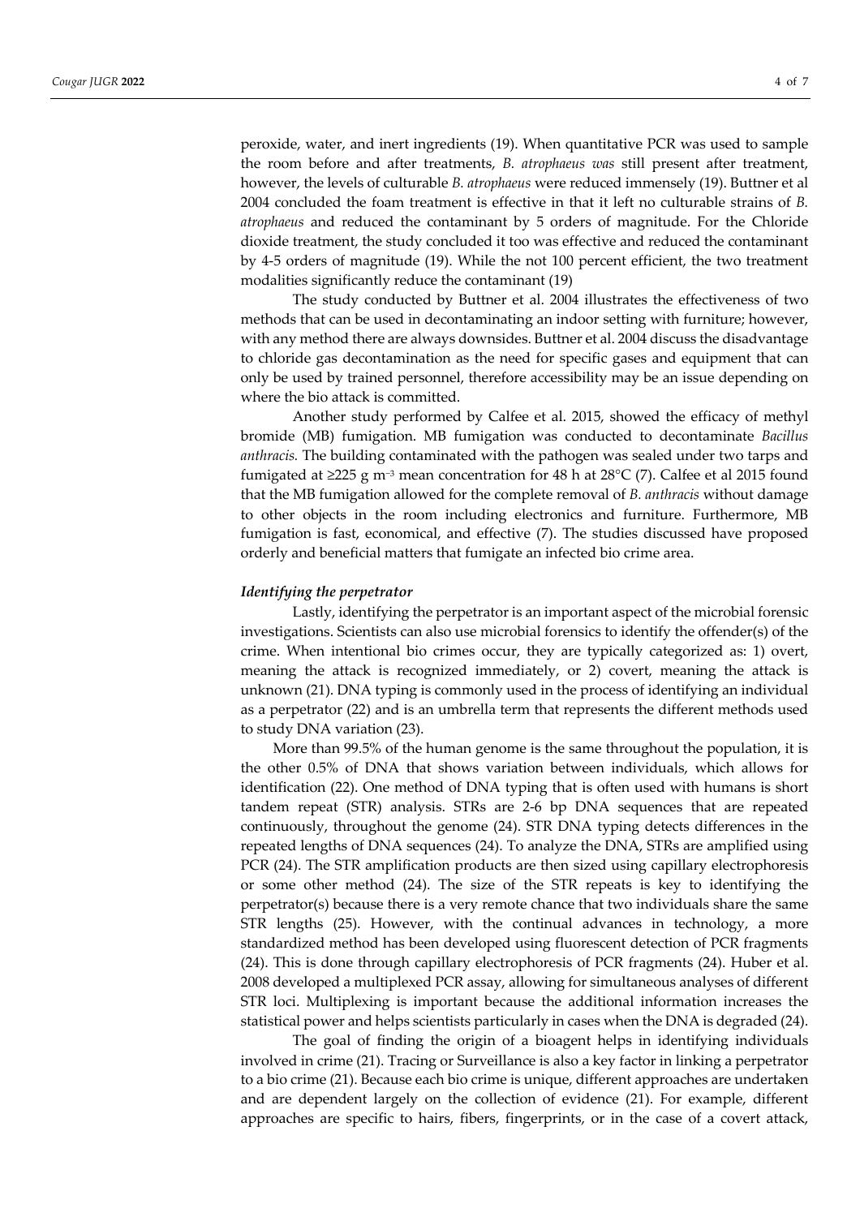peroxide, water, and inert ingredients (19). When quantitative PCR was used to sample the room before and after treatments, *B. atrophaeus was* still present after treatment, however, the levels of culturable *B. atrophaeus* were reduced immensely (19). Buttner et al 2004 concluded the foam treatment is effective in that it left no culturable strains of *B. atrophaeus* and reduced the contaminant by 5 orders of magnitude. For the Chloride dioxide treatment, the study concluded it too was effective and reduced the contaminant by 4-5 orders of magnitude (19). While the not 100 percent efficient, the two treatment modalities significantly reduce the contaminant (19)

The study conducted by Buttner et al. 2004 illustrates the effectiveness of two methods that can be used in decontaminating an indoor setting with furniture; however, with any method there are always downsides. Buttner et al. 2004 discuss the disadvantage to chloride gas decontamination as the need for specific gases and equipment that can only be used by trained personnel, therefore accessibility may be an issue depending on where the bio attack is committed.

Another study performed by Calfee et al. 2015, showed the efficacy of methyl bromide (MB) fumigation. MB fumigation was conducted to decontaminate *Bacillus anthracis.* The building contaminated with the pathogen was sealed under two tarps and fumigated at ≥225 g $m^{-3}$ mean concentration for 48 h at 28°C (7). Calfee et al 2015 found that the MB fumigation allowed for the complete removal of *B. anthracis* without damage to other objects in the room including electronics and furniture. Furthermore, MB fumigation is fast, economical, and effective (7). The studies discussed have proposed orderly and beneficial matters that fumigate an infected bio crime area.

### *Identifying the perpetrator*

Lastly, identifying the perpetrator is an important aspect of the microbial forensic investigations. Scientists can also use microbial forensics to identify the offender(s) of the crime. When intentional bio crimes occur, they are typically categorized as: 1) overt, meaning the attack is recognized immediately, or 2) covert, meaning the attack is unknown (21). DNA typing is commonly used in the process of identifying an individual as a perpetrator (22) and is an umbrella term that represents the different methods used to study DNA variation (23).

More than 99.5% of the human genome is the same throughout the population, it is the other 0.5% of DNA that shows variation between individuals, which allows for identification (22). One method of DNA typing that is often used with humans is short tandem repeat (STR) analysis. STRs are 2-6 bp DNA sequences that are repeated continuously, throughout the genome (24). STR DNA typing detects differences in the repeated lengths of DNA sequences (24). To analyze the DNA, STRs are amplified using PCR (24). The STR amplification products are then sized using capillary electrophoresis or some other method (24). The size of the STR repeats is key to identifying the perpetrator(s) because there is a very remote chance that two individuals share the same STR lengths (25). However, with the continual advances in technology, a more standardized method has been developed using fluorescent detection of PCR fragments (24). This is done through capillary electrophoresis of PCR fragments (24). Huber et al. 2008 developed a multiplexed PCR assay, allowing for simultaneous analyses of different STR loci. Multiplexing is important because the additional information increases the statistical power and helps scientists particularly in cases when the DNA is degraded (24).

The goal of finding the origin of a bioagent helps in identifying individuals involved in crime (21). Tracing or Surveillance is also a key factor in linking a perpetrator to a bio crime (21). Because each bio crime is unique, different approaches are undertaken and are dependent largely on the collection of evidence (21). For example, different approaches are specific to hairs, fibers, fingerprints, or in the case of a covert attack,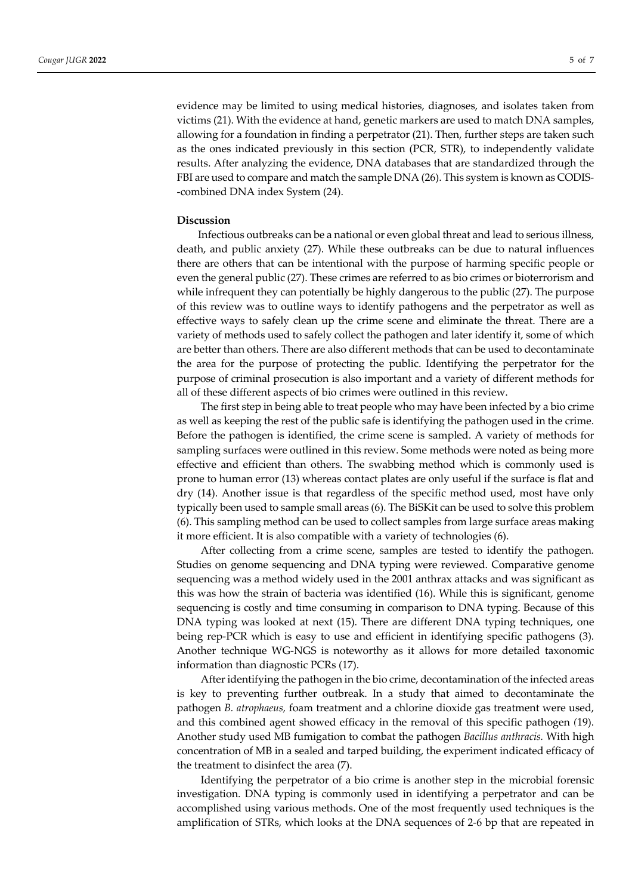evidence may be limited to using medical histories, diagnoses, and isolates taken from victims (21). With the evidence at hand, genetic markers are used to match DNA samples, allowing for a foundation in finding a perpetrator (21). Then, further steps are taken such as the ones indicated previously in this section (PCR, STR), to independently validate results. After analyzing the evidence, DNA databases that are standardized through the FBI are used to compare and match the sample DNA (26). This system is known as CODIS--combined DNA index System (24).

**Discussion**

Infectious outbreaks can be a national or even global threat and lead to serious illness, death, and public anxiety (27). While these outbreaks can be due to natural influences there are others that can be intentional with the purpose of harming specific people or even the general public (27). These crimes are referred to as bio crimes or bioterrorism and while infrequent they can potentially be highly dangerous to the public (27). The purpose of this review was to outline ways to identify pathogens and the perpetrator as well as effective ways to safely clean up the crime scene and eliminate the threat. There are a variety of methods used to safely collect the pathogen and later identify it, some of which are better than others. There are also different methods that can be used to decontaminate the area for the purpose of protecting the public. Identifying the perpetrator for the purpose of criminal prosecution is also important and a variety of different methods for all of these different aspects of bio crimes were outlined in this review.

The first step in being able to treat people who may have been infected by a bio crime as well as keeping the rest of the public safe is identifying the pathogen used in the crime. Before the pathogen is identified, the crime scene is sampled. A variety of methods for sampling surfaces were outlined in this review. Some methods were noted as being more effective and efficient than others. The swabbing method which is commonly used is prone to human error (13) whereas contact plates are only useful if the surface is flat and dry (14). Another issue is that regardless of the specific method used, most have only typically been used to sample small areas (6). The BiSKit can be used to solve this problem (6). This sampling method can be used to collect samples from large surface areas making it more efficient. It is also compatible with a variety of technologies (6).

After collecting from a crime scene, samples are tested to identify the pathogen. Studies on genome sequencing and DNA typing were reviewed. Comparative genome sequencing was a method widely used in the 2001 anthrax attacks and was significant as this was how the strain of bacteria was identified (16). While this is significant, genome sequencing is costly and time consuming in comparison to DNA typing. Because of this DNA typing was looked at next (15). There are different DNA typing techniques, one being rep-PCR which is easy to use and efficient in identifying specific pathogens (3). Another technique WG-NGS is noteworthy as it allows for more detailed taxonomic information than diagnostic PCRs (17).

After identifying the pathogen in the bio crime, decontamination of the infected areas is key to preventing further outbreak. In a study that aimed to decontaminate the pathogen *B. atrophaeus,* foam treatment and a chlorine dioxide gas treatment were used, and this combined agent showed efficacy in the removal of this specific pathogen (19). Another study used MB fumigation to combat the pathogen *Bacillus anthracis.* With high concentration of MB in a sealed and tarped building, the experiment indicated efficacy of the treatment to disinfect the area (7).

Identifying the perpetrator of a bio crime is another step in the microbial forensic investigation. DNA typing is commonly used in identifying a perpetrator and can be accomplished using various methods. One of the most frequently used techniques is the amplification of STRs, which looks at the DNA sequences of 2-6 bp that are repeated in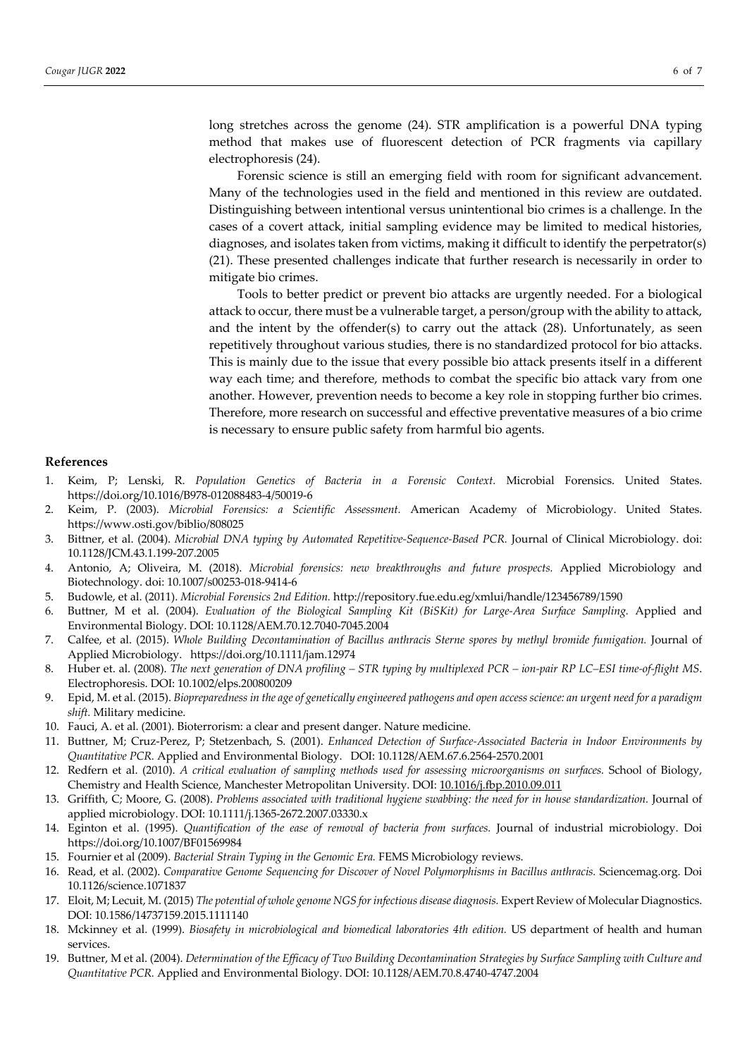long stretches across the genome (24). STR amplification is a powerful DNA typing method that makes use of fluorescent detection of PCR fragments via capillary electrophoresis (24).

Forensic science is still an emerging field with room for significant advancement. Many of the technologies used in the field and mentioned in this review are outdated. Distinguishing between intentional versus unintentional bio crimes is a challenge. In the cases of a covert attack, initial sampling evidence may be limited to medical histories, diagnoses, and isolates taken from victims, making it difficult to identify the perpetrator(s) (21). These presented challenges indicate that further research is necessarily in order to mitigate bio crimes.

Tools to better predict or prevent bio attacks are urgently needed. For a biological attack to occur, there must be a vulnerable target, a person/group with the ability to attack, and the intent by the offender(s) to carry out the attack (28). Unfortunately, as seen repetitively throughout various studies, there is no standardized protocol for bio attacks. This is mainly due to the issue that every possible bio attack presents itself in a different way each time; and therefore, methods to combat the specific bio attack vary from one another. However, prevention needs to become a key role in stopping further bio crimes. Therefore, more research on successful and effective preventative measures of a bio crime is necessary to ensure public safety from harmful bio agents.

## References

1. Keim, P; Lenski, R. *Population Genetics of Bacteria in a Forensic Context.* Microbial Forensics. United States. https://doi.org/10.1016/B978-012088483-4/50019-6
2. Keim, P. (2003). *Microbial Forensics: a Scientific Assessment.* American Academy of Microbiology. United States. https://www.osti.gov/biblio/808025
3. Bittner, et al. (2004). *Microbial DNA typing by Automated Repetitive-Sequence-Based PCR.* Journal of Clinical Microbiology. doi: 10.1128/JCM.43.1.199-207.2005
4. Antonio, A; Oliveira, M. (2018). *Microbial forensics: new breakthroughs and future prospects.* Applied Microbiology and Biotechnology. doi: 10.1007/s00253-018-9414-6
5. Budowle, et al. (2011). *Microbial Forensics 2nd Edition.* http://repository.fue.edu.eg/xmlui/handle/123456789/1590
6. Buttner, M et al. (2004). *Evaluation of the Biological Sampling Kit (BiSKit) for Large-Area Surface Sampling.* Applied and Environmental Biology. DOI: 10.1128/AEM.70.12.7040-7045.2004
7. Calfee, et al. (2015). *Whole Building Decontamination of Bacillus anthracis Sterne spores by methyl bromide fumigation.* Journal of Applied Microbiology. https://doi.org/10.1111/jam.12974
8. Huber et. al. (2008). *The next generation of DNA profiling – STR typing by multiplexed PCR – ion-pair RP LC–ESI time-of-flight MS*. Electrophoresis. DOI: 10.1002/elps.200800209
9. Epid, M. et al. (2015). *Biopreparedness in the age of genetically engineered pathogens and open access science: an urgent need for a paradigm shift.* Military medicine.
10. Fauci, A. et al. (2001). Bioterrorism: a clear and present danger. Nature medicine.
11. Buttner, M; Cruz-Perez, P; Stetzenbach, S. (2001). *Enhanced Detection of Surface-Associated Bacteria in Indoor Environments by Quantitative PCR.* Applied and Environmental Biology. DOI: 10.1128/AEM.67.6.2564-2570.2001
12. Redfern et al. (2010). *A critical evaluation of sampling methods used for assessing microorganisms on surfaces.* School of Biology, Chemistry and Health Science, Manchester Metropolitan University. DOI: 10.1016/j.fbp.2010.09.011
13. Griffith, C; Moore, G. (2008). *Problems associated with traditional hygiene swabbing: the need for in house standardization.* Journal of applied microbiology. DOI: 10.1111/j.1365-2672.2007.03330.x
14. Eginton et al. (1995). *Quantification of the ease of removal of bacteria from surfaces.* Journal of industrial microbiology. Doi https://doi.org/10.1007/BF01569984
15. Fournier et al (2009). *Bacterial Strain Typing in the Genomic Era.* FEMS Microbiology reviews.
16. Read, et al. (2002). *Comparative Genome Sequencing for Discover of Novel Polymorphisms in Bacillus anthracis.* Sciencemag.org. Doi 10.1126/science.1071837
17. Eloit, M; Lecuit, M. (2015) *The potential of whole genome NGS for infectious disease diagnosis.* Expert Review of Molecular Diagnostics. DOI: 10.1586/14737159.2015.1111140
18. Mckinney et al. (1999). *Biosafety in microbiological and biomedical laboratories 4th edition.* US department of health and human services.
19. Buttner, M et al. (2004). *Determination of the Efficacy of Two Building Decontamination Strategies by Surface Sampling with Culture and Quantitative PCR.* Applied and Environmental Biology. DOI: 10.1128/AEM.70.8.4740-4747.2004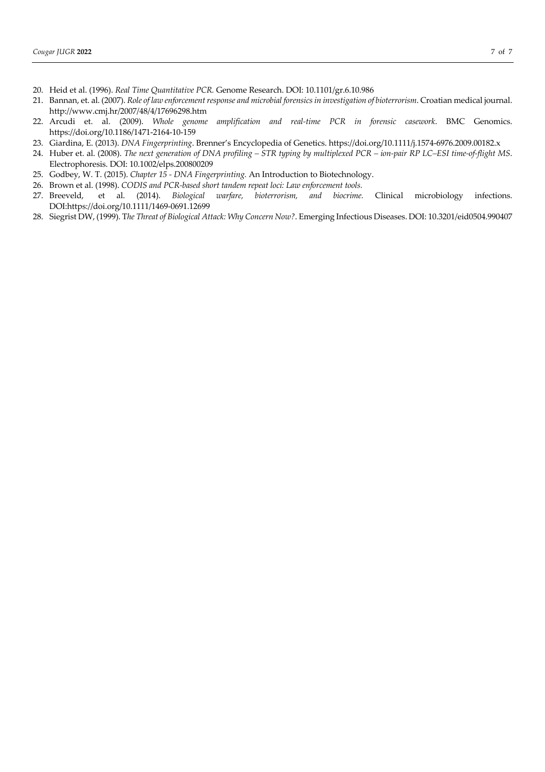20. Heid et al. (1996). *Real Time Quantitative PCR.* Genome Research. DOI: 10.1101/gr.6.10.986
21. Bannan, et. al. (2007). *Role of law enforcement response and microbial forensics in investigation of bioterrorism*. Croatian medical journal. http://www.cmj.hr/2007/48/4/17696298.htm
22. Arcudi et. al. (2009). *Whole genome amplification and real-time PCR in forensic casework*. BMC Genomics. https://doi.org/10.1186/1471-2164-10-159
23. Giardina, E. (2013). *DNA Fingerprinting*. Brenner's Encyclopedia of Genetics. https://doi.org/10.1111/j.1574-6976.2009.00182.x
24. Huber et. al. (2008). *The next generation of DNA profiling – STR typing by multiplexed PCR – ion-pair RP LC–ESI time-of-flight MS*. Electrophoresis. DOI: 10.1002/elps.200800209
25. Godbey, W. T. (2015). *Chapter 15 - DNA Fingerprinting.* An Introduction to Biotechnology.
26. Brown et al. (1998). *CODIS and PCR-based short tandem repeat loci: Law enforcement tools.*
27. Breeveld, et al. (2014). *Biological warfare, bioterrorism, and biocrime.* Clinical microbiology infections. DOI:https://doi.org/10.1111/1469-0691.12699
28. Siegrist DW, (1999). T*he Threat of Biological Attack: Why Concern Now?*. Emerging Infectious Diseases. DOI: 10.3201/eid0504.990407